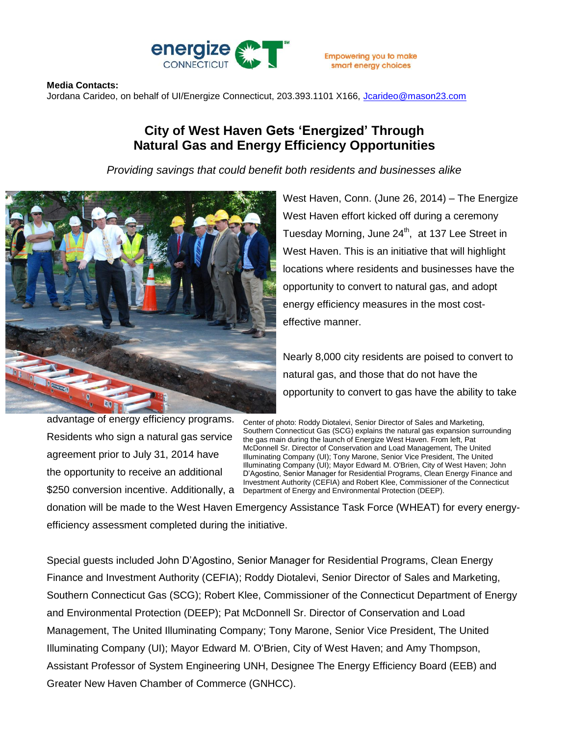energize CONNECTICUT

Empowering you to make smart energy choices

**Media Contacts:**
Jordana Carideo, on behalf of UI/Energize Connecticut, 203.393.1101 X166, Jcarideo@mason23.com

# City of West Haven Gets 'Energized' Through Natural Gas and Energy Efficiency Opportunities

*Providing savings that could benefit both residents and businesses alike*

West Haven, Conn. (June 26, 2014) – The Energize West Haven effort kicked off during a ceremony Tuesday Morning, June 24th, at 137 Lee Street in West Haven. This is an initiative that will highlight locations where residents and businesses have the opportunity to convert to natural gas, and adopt energy efficiency measures in the most cost-effective manner.

Nearly 8,000 city residents are poised to convert to natural gas, and those that do not have the opportunity to convert to gas have the ability to take advantage of energy efficiency programs. Residents who sign a natural gas service agreement prior to July 31, 2014 have the opportunity to receive an additional $250 conversion incentive. Additionally, a donation will be made to the West Haven Emergency Assistance Task Force (WHEAT) for every energy-efficiency assessment completed during the initiative.

Center of photo: Roddy Diotalevi, Senior Director of Sales and Marketing, Southern Connecticut Gas (SCG) explains the natural gas expansion surrounding the gas main during the launch of Energize West Haven. From left, Pat McDonnell Sr. Director of Conservation and Load Management, The United Illuminating Company (UI); Tony Marone, Senior Vice President, The United Illuminating Company (UI); Mayor Edward M. O'Brien, City of West Haven; John D'Agostino, Senior Manager for Residential Programs, Clean Energy Finance and Investment Authority (CEFIA) and Robert Klee, Commissioner of the Connecticut Department of Energy and Environmental Protection (DEEP).

Special guests included John D'Agostino, Senior Manager for Residential Programs, Clean Energy Finance and Investment Authority (CEFIA); Roddy Diotalevi, Senior Director of Sales and Marketing, Southern Connecticut Gas (SCG); Robert Klee, Commissioner of the Connecticut Department of Energy and Environmental Protection (DEEP); Pat McDonnell Sr. Director of Conservation and Load Management, The United Illuminating Company; Tony Marone, Senior Vice President, The United Illuminating Company (UI); Mayor Edward M. O'Brien, City of West Haven; and Amy Thompson, Assistant Professor of System Engineering UNH, Designee The Energy Efficiency Board (EEB) and Greater New Haven Chamber of Commerce (GNHCC).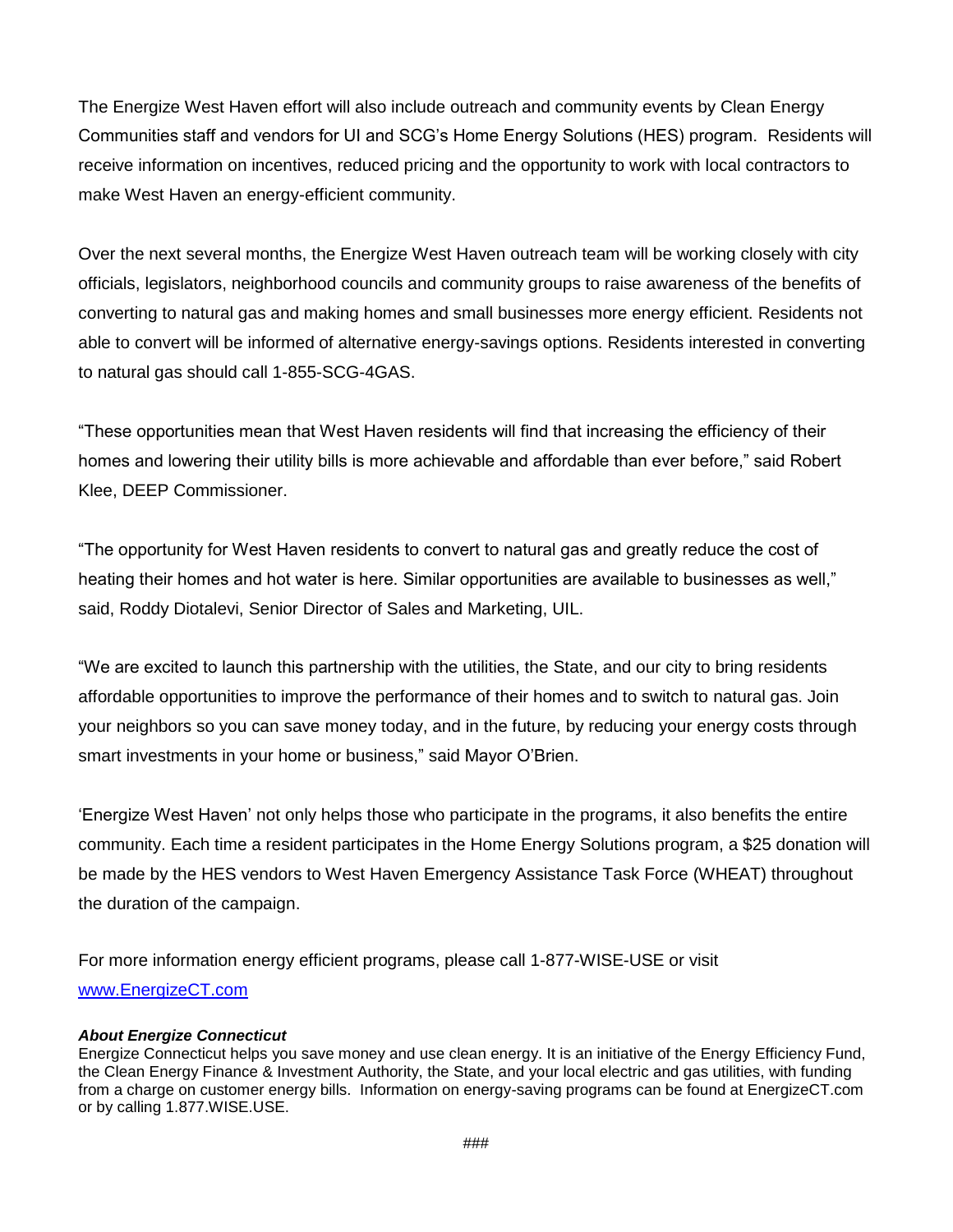The Energize West Haven effort will also include outreach and community events by Clean Energy Communities staff and vendors for UI and SCG's Home Energy Solutions (HES) program. Residents will receive information on incentives, reduced pricing and the opportunity to work with local contractors to make West Haven an energy-efficient community.

Over the next several months, the Energize West Haven outreach team will be working closely with city officials, legislators, neighborhood councils and community groups to raise awareness of the benefits of converting to natural gas and making homes and small businesses more energy efficient. Residents not able to convert will be informed of alternative energy-savings options. Residents interested in converting to natural gas should call 1-855-SCG-4GAS.

"These opportunities mean that West Haven residents will find that increasing the efficiency of their homes and lowering their utility bills is more achievable and affordable than ever before," said Robert Klee, DEEP Commissioner.

"The opportunity for West Haven residents to convert to natural gas and greatly reduce the cost of heating their homes and hot water is here. Similar opportunities are available to businesses as well," said, Roddy Diotalevi, Senior Director of Sales and Marketing, UIL.

"We are excited to launch this partnership with the utilities, the State, and our city to bring residents affordable opportunities to improve the performance of their homes and to switch to natural gas. Join your neighbors so you can save money today, and in the future, by reducing your energy costs through smart investments in your home or business," said Mayor O'Brien.

'Energize West Haven' not only helps those who participate in the programs, it also benefits the entire community. Each time a resident participates in the Home Energy Solutions program, a $25 donation will be made by the HES vendors to West Haven Emergency Assistance Task Force (WHEAT) throughout the duration of the campaign.

For more information energy efficient programs, please call 1-877-WISE-USE or visit [www.EnergizeCT.com](http://www.EnergizeCT.com)

***About Energize Connecticut***

Energize Connecticut helps you save money and use clean energy. It is an initiative of the Energy Efficiency Fund, the Clean Energy Finance & Investment Authority, the State, and your local electric and gas utilities, with funding from a charge on customer energy bills. Information on energy-saving programs can be found at EnergizeCT.com or by calling 1.877.WISE.USE.

###